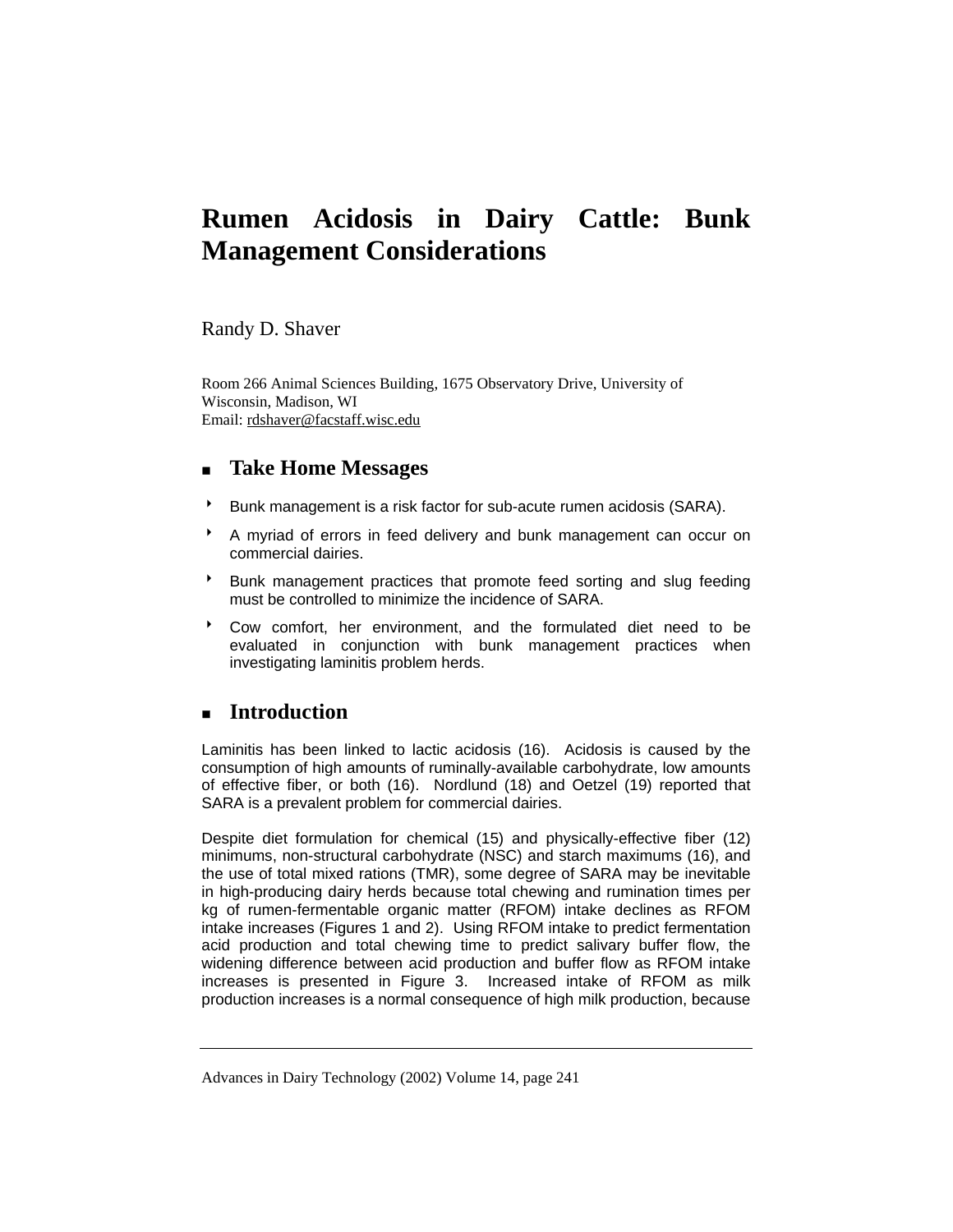# Rumen Acidosis in Dairy Cattle: Bunk Management Considerations

Randy D. Shaver

Room 266 Animal Sciences Building, 1675 Observatory Drive, University of Wisconsin, Madison, WI
Email: rdshaver@facstaff.wisc.edu

## Take Home Messages

- Bunk management is a risk factor for sub-acute rumen acidosis (SARA).
- A myriad of errors in feed delivery and bunk management can occur on commercial dairies.
- Bunk management practices that promote feed sorting and slug feeding must be controlled to minimize the incidence of SARA.
- Cow comfort, her environment, and the formulated diet need to be evaluated in conjunction with bunk management practices when investigating laminitis problem herds.

## Introduction

Laminitis has been linked to lactic acidosis (16). Acidosis is caused by the consumption of high amounts of ruminally-available carbohydrate, low amounts of effective fiber, or both (16). Nordlund (18) and Oetzel (19) reported that SARA is a prevalent problem for commercial dairies.

Despite diet formulation for chemical (15) and physically-effective fiber (12) minimums, non-structural carbohydrate (NSC) and starch maximums (16), and the use of total mixed rations (TMR), some degree of SARA may be inevitable in high-producing dairy herds because total chewing and rumination times per kg of rumen-fermentable organic matter (RFOM) intake declines as RFOM intake increases (Figures 1 and 2). Using RFOM intake to predict fermentation acid production and total chewing time to predict salivary buffer flow, the widening difference between acid production and buffer flow as RFOM intake increases is presented in Figure 3. Increased intake of RFOM as milk production increases is a normal consequence of high milk production, because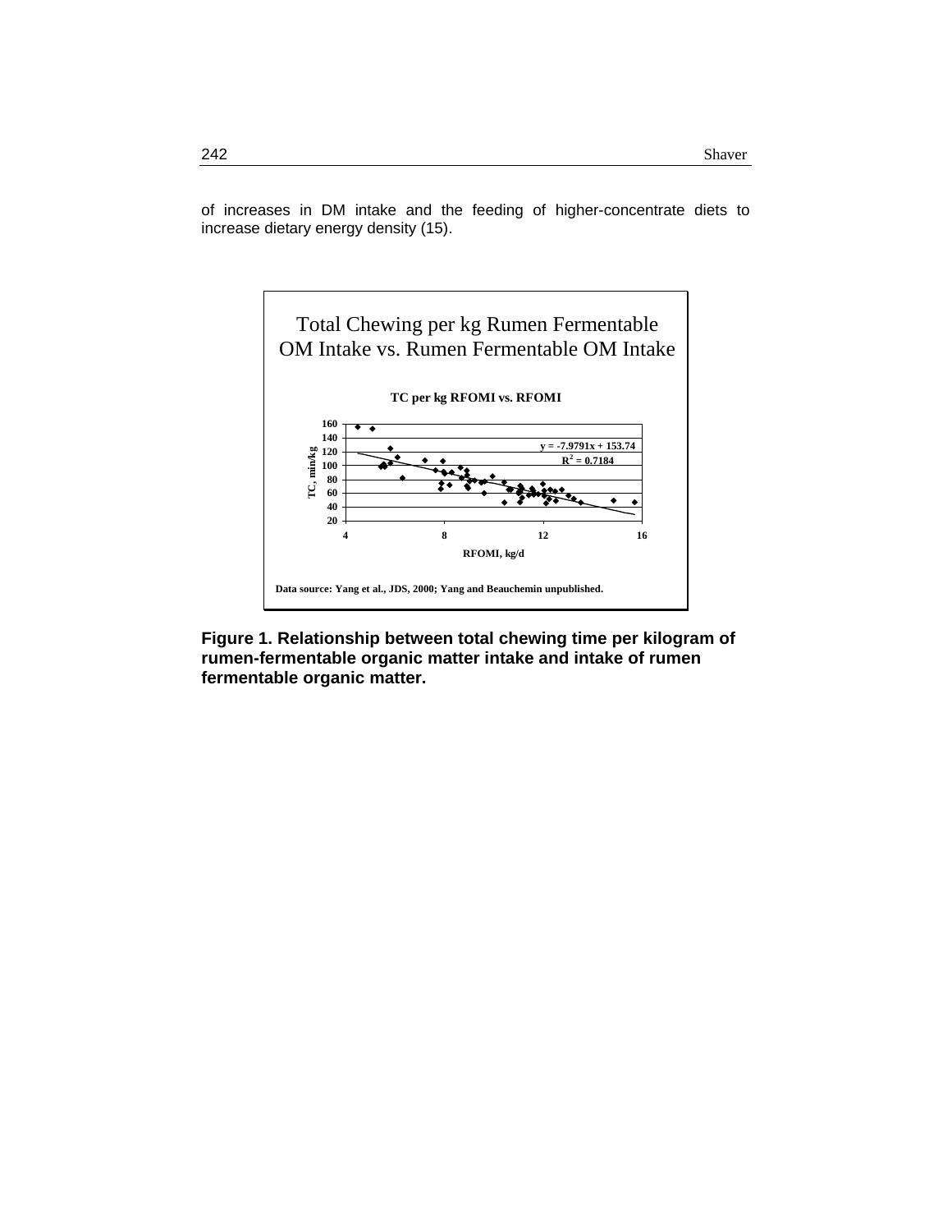of increases in DM intake and the feeding of higher-concentrate diets to increase dietary energy density (15).

Total Chewing per kg Rumen Fermentable OM Intake vs. Rumen Fermentable OM Intake

TC per kg RFOMI vs. RFOMI

$y = -7.9791x + 153.74$

$R^2 = 0.7184$

Data source: Yang et al., JDS, 2000; Yang and Beauchemin unpublished.

**Figure 1. Relationship between total chewing time per kilogram of rumen-fermentable organic matter intake and intake of rumen fermentable organic matter.**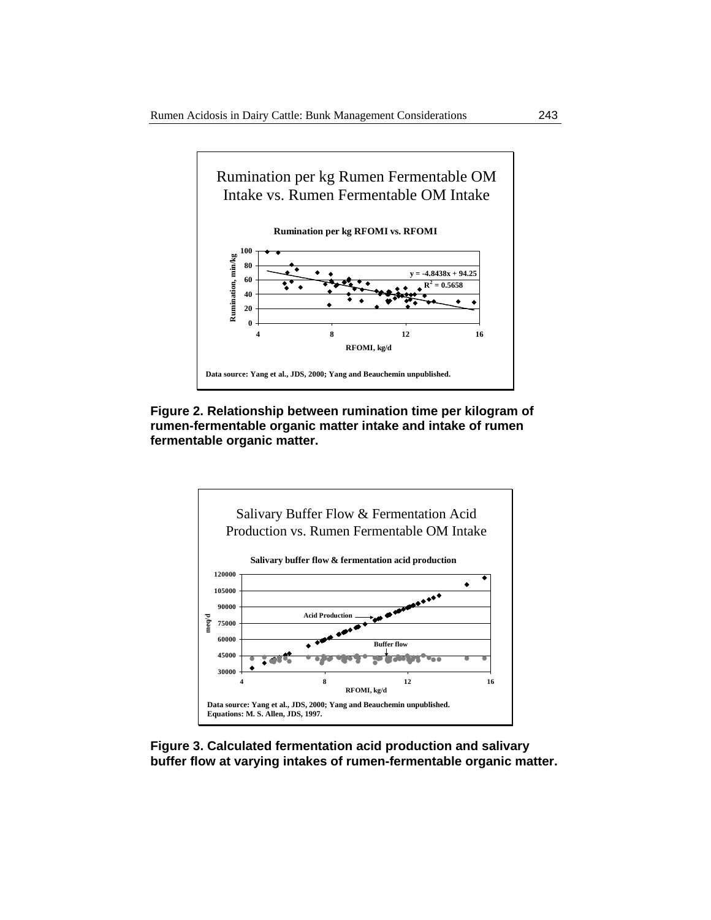Rumination per kg Rumen Fermentable OM Intake vs. Rumen Fermentable OM Intake

**Rumination per kg RFOMI vs. RFOMI**

$y = -4.8438x + 94.25$

$R^2 = 0.5658$

Data source: Yang et al., JDS, 2000; Yang and Beauchemin unpublished.

**Figure 2. Relationship between rumination time per kilogram of rumen-fermentable organic matter intake and intake of rumen fermentable organic matter.**

Salivary Buffer Flow & Fermentation Acid Production vs. Rumen Fermentable OM Intake

**Salivary buffer flow & fermentation acid production**

Data source: Yang et al., JDS, 2000; Yang and Beauchemin unpublished.
Equations: M. S. Allen, JDS, 1997.

**Figure 3. Calculated fermentation acid production and salivary buffer flow at varying intakes of rumen-fermentable organic matter.**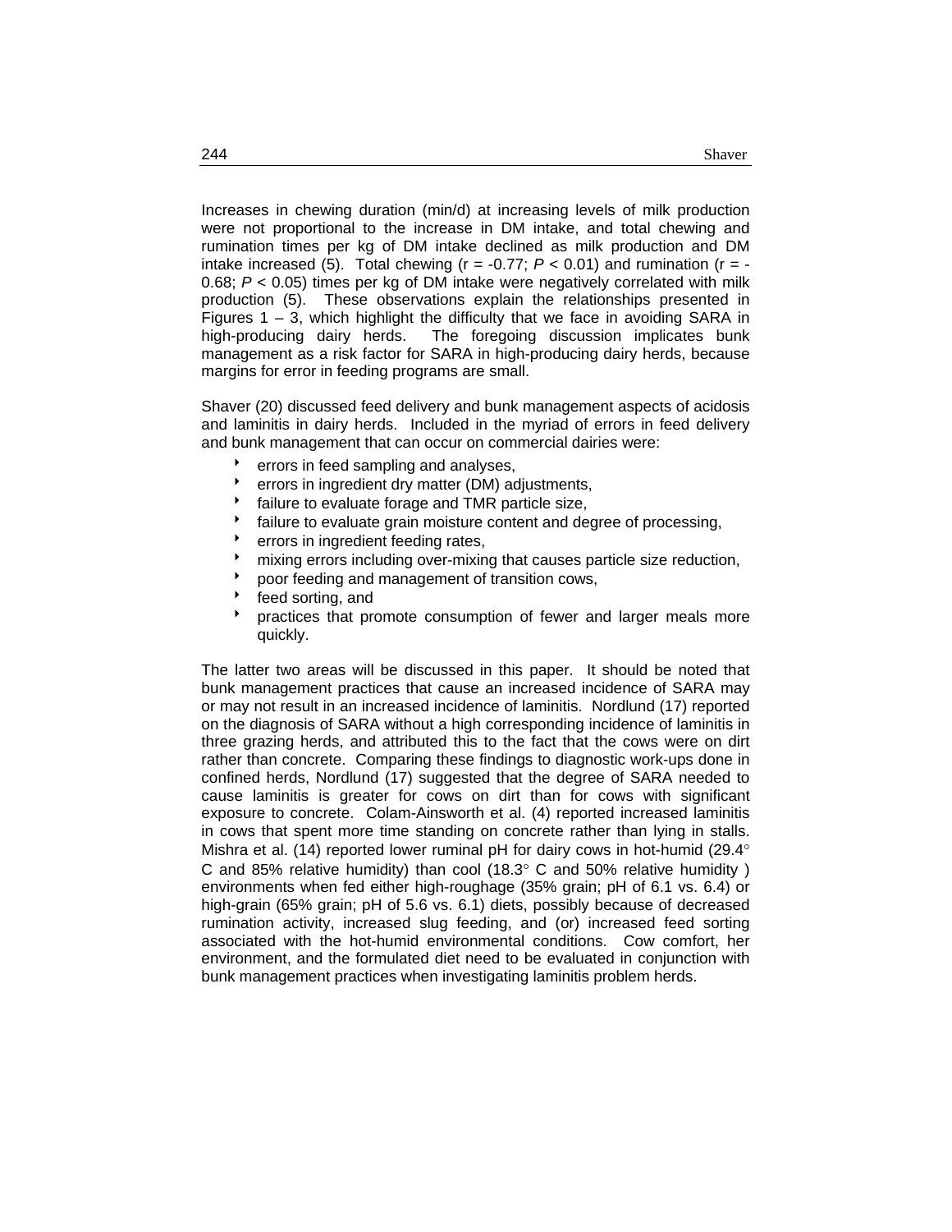Increases in chewing duration (min/d) at increasing levels of milk production were not proportional to the increase in DM intake, and total chewing and rumination times per kg of DM intake declined as milk production and DM intake increased (5). Total chewing ($r = -0.77$; $P < 0.01$) and rumination ($r = -0.68$; $P < 0.05$) times per kg of DM intake were negatively correlated with milk production (5). These observations explain the relationships presented in Figures 1 – 3, which highlight the difficulty that we face in avoiding SARA in high-producing dairy herds. The foregoing discussion implicates bunk management as a risk factor for SARA in high-producing dairy herds, because margins for error in feeding programs are small.

Shaver (20) discussed feed delivery and bunk management aspects of acidosis and laminitis in dairy herds. Included in the myriad of errors in feed delivery and bunk management that can occur on commercial dairies were:

- errors in feed sampling and analyses,
- errors in ingredient dry matter (DM) adjustments,
- failure to evaluate forage and TMR particle size,
- failure to evaluate grain moisture content and degree of processing,
- errors in ingredient feeding rates,
- mixing errors including over-mixing that causes particle size reduction,
- poor feeding and management of transition cows,
- feed sorting, and
- practices that promote consumption of fewer and larger meals more quickly.

The latter two areas will be discussed in this paper. It should be noted that bunk management practices that cause an increased incidence of SARA may or may not result in an increased incidence of laminitis. Nordlund (17) reported on the diagnosis of SARA without a high corresponding incidence of laminitis in three grazing herds, and attributed this to the fact that the cows were on dirt rather than concrete. Comparing these findings to diagnostic work-ups done in confined herds, Nordlund (17) suggested that the degree of SARA needed to cause laminitis is greater for cows on dirt than for cows with significant exposure to concrete. Colam-Ainsworth et al. (4) reported increased laminitis in cows that spent more time standing on concrete rather than lying in stalls. Mishra et al. (14) reported lower ruminal pH for dairy cows in hot-humid (29.4° C and 85% relative humidity) than cool (18.3° C and 50% relative humidity ) environments when fed either high-roughage (35% grain; pH of 6.1 vs. 6.4) or high-grain (65% grain; pH of 5.6 vs. 6.1) diets, possibly because of decreased rumination activity, increased slug feeding, and (or) increased feed sorting associated with the hot-humid environmental conditions. Cow comfort, her environment, and the formulated diet need to be evaluated in conjunction with bunk management practices when investigating laminitis problem herds.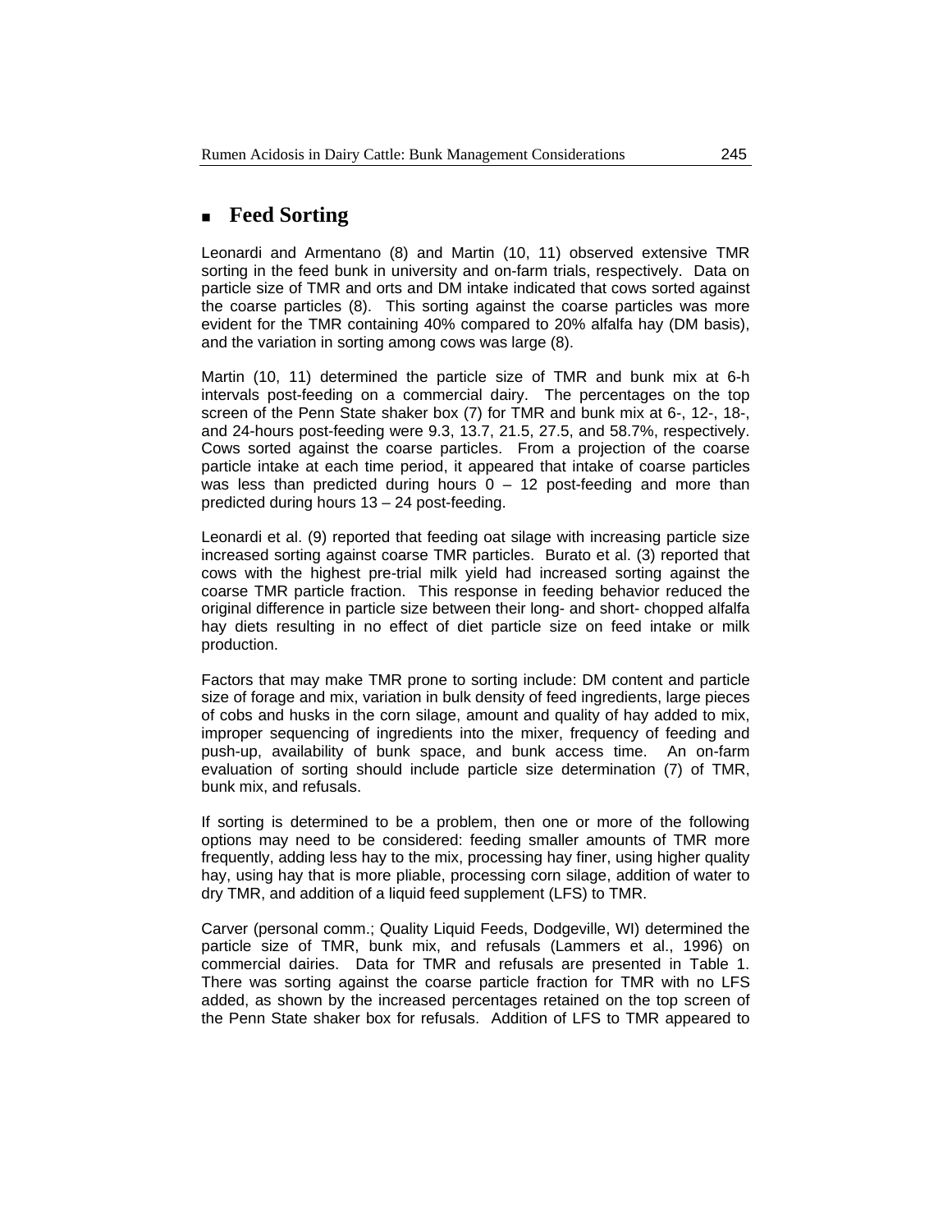## Feed Sorting

Leonardi and Armentano (8) and Martin (10, 11) observed extensive TMR sorting in the feed bunk in university and on-farm trials, respectively. Data on particle size of TMR and orts and DM intake indicated that cows sorted against the coarse particles (8). This sorting against the coarse particles was more evident for the TMR containing 40% compared to 20% alfalfa hay (DM basis), and the variation in sorting among cows was large (8).

Martin (10, 11) determined the particle size of TMR and bunk mix at 6-h intervals post-feeding on a commercial dairy. The percentages on the top screen of the Penn State shaker box (7) for TMR and bunk mix at 6-, 12-, 18-, and 24-hours post-feeding were 9.3, 13.7, 21.5, 27.5, and 58.7%, respectively. Cows sorted against the coarse particles. From a projection of the coarse particle intake at each time period, it appeared that intake of coarse particles was less than predicted during hours 0 – 12 post-feeding and more than predicted during hours 13 – 24 post-feeding.

Leonardi et al. (9) reported that feeding oat silage with increasing particle size increased sorting against coarse TMR particles. Burato et al. (3) reported that cows with the highest pre-trial milk yield had increased sorting against the coarse TMR particle fraction. This response in feeding behavior reduced the original difference in particle size between their long- and short- chopped alfalfa hay diets resulting in no effect of diet particle size on feed intake or milk production.

Factors that may make TMR prone to sorting include: DM content and particle size of forage and mix, variation in bulk density of feed ingredients, large pieces of cobs and husks in the corn silage, amount and quality of hay added to mix, improper sequencing of ingredients into the mixer, frequency of feeding and push-up, availability of bunk space, and bunk access time. An on-farm evaluation of sorting should include particle size determination (7) of TMR, bunk mix, and refusals.

If sorting is determined to be a problem, then one or more of the following options may need to be considered: feeding smaller amounts of TMR more frequently, adding less hay to the mix, processing hay finer, using higher quality hay, using hay that is more pliable, processing corn silage, addition of water to dry TMR, and addition of a liquid feed supplement (LFS) to TMR.

Carver (personal comm.; Quality Liquid Feeds, Dodgeville, WI) determined the particle size of TMR, bunk mix, and refusals (Lammers et al., 1996) on commercial dairies. Data for TMR and refusals are presented in Table 1. There was sorting against the coarse particle fraction for TMR with no LFS added, as shown by the increased percentages retained on the top screen of the Penn State shaker box for refusals. Addition of LFS to TMR appeared to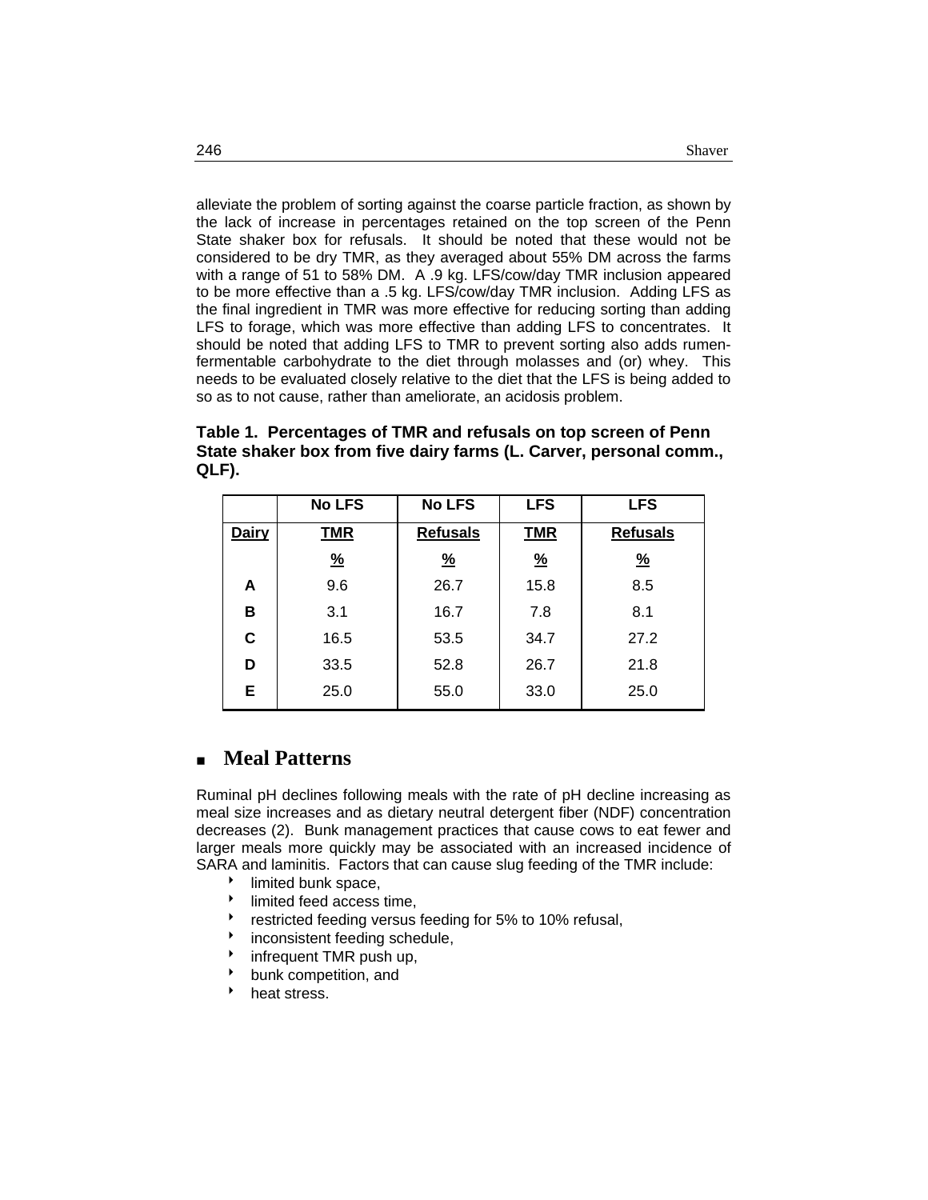alleviate the problem of sorting against the coarse particle fraction, as shown by the lack of increase in percentages retained on the top screen of the Penn State shaker box for refusals. It should be noted that these would not be considered to be dry TMR, as they averaged about 55% DM across the farms with a range of 51 to 58% DM. A .9 kg. LFS/cow/day TMR inclusion appeared to be more effective than a .5 kg. LFS/cow/day TMR inclusion. Adding LFS as the final ingredient in TMR was more effective for reducing sorting than adding LFS to forage, which was more effective than adding LFS to concentrates. It should be noted that adding LFS to TMR to prevent sorting also adds rumen-fermentable carbohydrate to the diet through molasses and (or) whey. This needs to be evaluated closely relative to the diet that the LFS is being added to so as to not cause, rather than ameliorate, an acidosis problem.

**Table 1. Percentages of TMR and refusals on top screen of Penn State shaker box from five dairy farms (L. Carver, personal comm., QLF).**

| | No LFS | No LFS | LFS | LFS |
|---|---|---|---|---|
| **Dairy** | **TMR** | **Refusals** | **TMR** | **Refusals** |
| | **%** | **%** | **%** | **%** |
| **A** | 9.6 | 26.7 | 15.8 | 8.5 |
| **B** | 3.1 | 16.7 | 7.8 | 8.1 |
| **C** | 16.5 | 53.5 | 34.7 | 27.2 |
| **D** | 33.5 | 52.8 | 26.7 | 21.8 |
| **E** | 25.0 | 55.0 | 33.0 | 25.0 |

## Meal Patterns

Ruminal pH declines following meals with the rate of pH decline increasing as meal size increases and as dietary neutral detergent fiber (NDF) concentration decreases (2). Bunk management practices that cause cows to eat fewer and larger meals more quickly may be associated with an increased incidence of SARA and laminitis. Factors that can cause slug feeding of the TMR include:

- limited bunk space,
- limited feed access time,
- restricted feeding versus feeding for 5% to 10% refusal,
- inconsistent feeding schedule,
- infrequent TMR push up,
- bunk competition, and
- heat stress.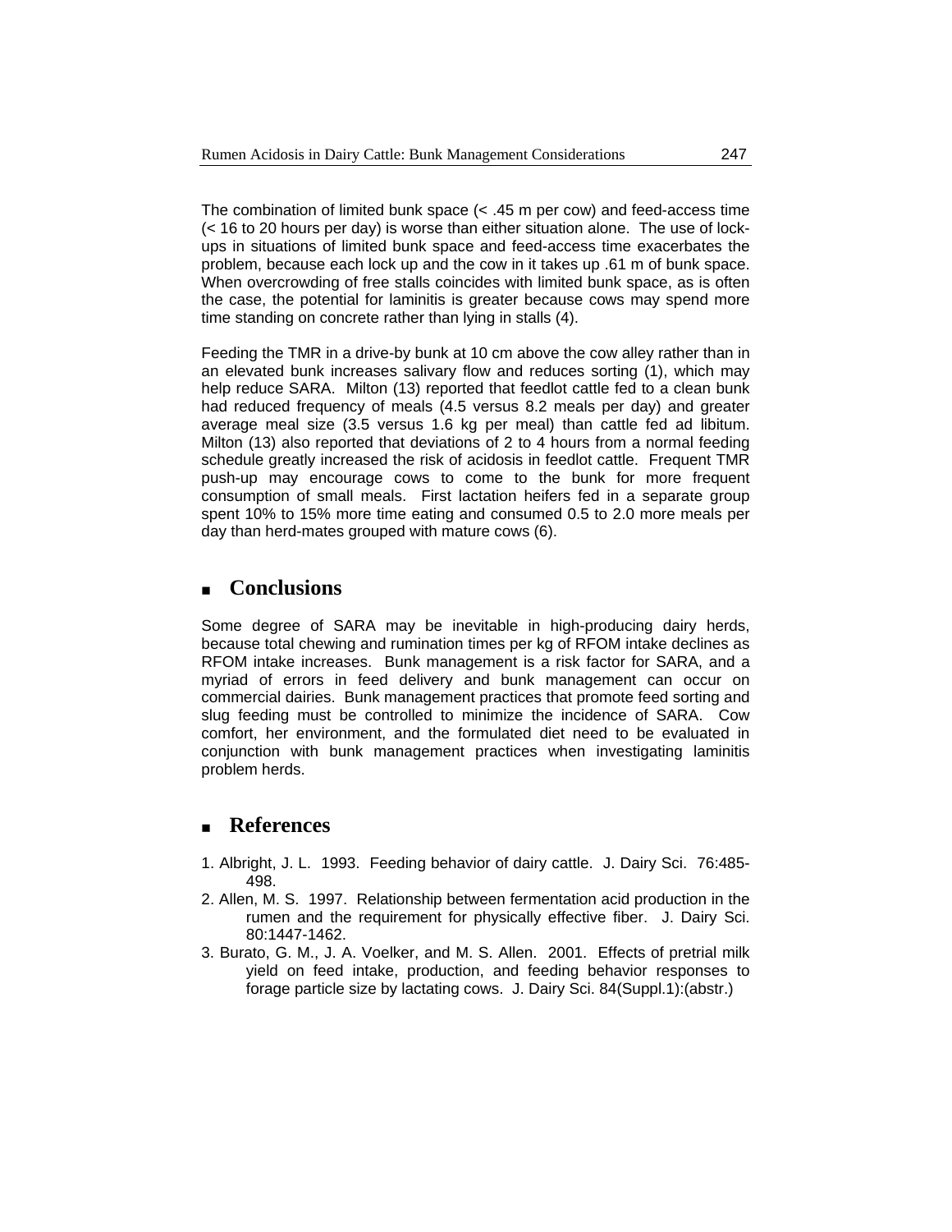The combination of limited bunk space (< .45 m per cow) and feed-access time (< 16 to 20 hours per day) is worse than either situation alone. The use of lock-ups in situations of limited bunk space and feed-access time exacerbates the problem, because each lock up and the cow in it takes up .61 m of bunk space. When overcrowding of free stalls coincides with limited bunk space, as is often the case, the potential for laminitis is greater because cows may spend more time standing on concrete rather than lying in stalls (4).

Feeding the TMR in a drive-by bunk at 10 cm above the cow alley rather than in an elevated bunk increases salivary flow and reduces sorting (1), which may help reduce SARA. Milton (13) reported that feedlot cattle fed to a clean bunk had reduced frequency of meals (4.5 versus 8.2 meals per day) and greater average meal size (3.5 versus 1.6 kg per meal) than cattle fed ad libitum. Milton (13) also reported that deviations of 2 to 4 hours from a normal feeding schedule greatly increased the risk of acidosis in feedlot cattle. Frequent TMR push-up may encourage cows to come to the bunk for more frequent consumption of small meals. First lactation heifers fed in a separate group spent 10% to 15% more time eating and consumed 0.5 to 2.0 more meals per day than herd-mates grouped with mature cows (6).

## Conclusions

Some degree of SARA may be inevitable in high-producing dairy herds, because total chewing and rumination times per kg of RFOM intake declines as RFOM intake increases. Bunk management is a risk factor for SARA, and a myriad of errors in feed delivery and bunk management can occur on commercial dairies. Bunk management practices that promote feed sorting and slug feeding must be controlled to minimize the incidence of SARA. Cow comfort, her environment, and the formulated diet need to be evaluated in conjunction with bunk management practices when investigating laminitis problem herds.

## References

1. Albright, J. L. 1993. Feeding behavior of dairy cattle. J. Dairy Sci. 76:485-498.
2. Allen, M. S. 1997. Relationship between fermentation acid production in the rumen and the requirement for physically effective fiber. J. Dairy Sci. 80:1447-1462.
3. Burato, G. M., J. A. Voelker, and M. S. Allen. 2001. Effects of pretrial milk yield on feed intake, production, and feeding behavior responses to forage particle size by lactating cows. J. Dairy Sci. 84(Suppl.1):(abstr.)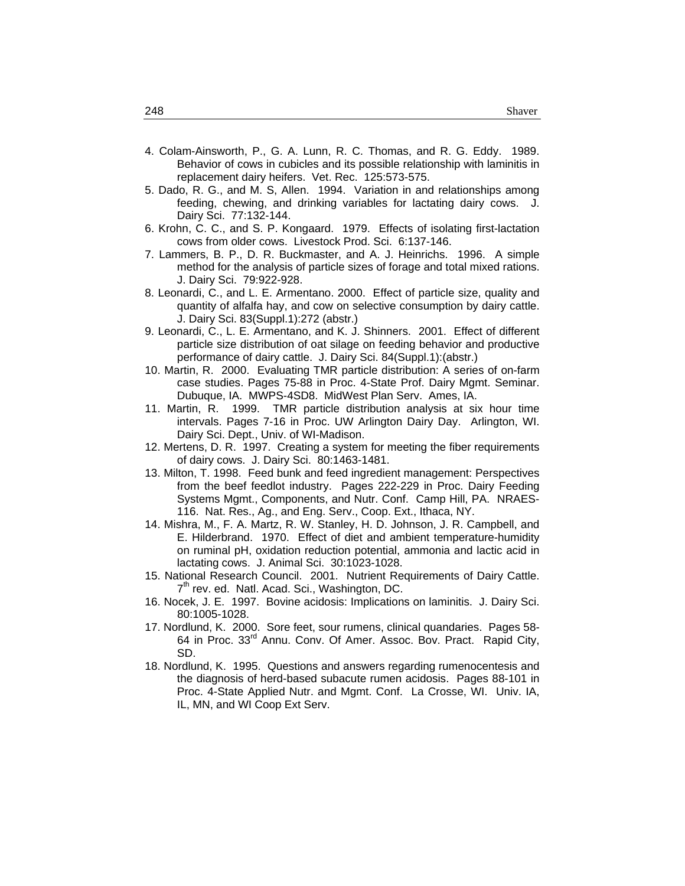4. Colam-Ainsworth, P., G. A. Lunn, R. C. Thomas, and R. G. Eddy. 1989. Behavior of cows in cubicles and its possible relationship with laminitis in replacement dairy heifers. Vet. Rec. 125:573-575.
5. Dado, R. G., and M. S, Allen. 1994. Variation in and relationships among feeding, chewing, and drinking variables for lactating dairy cows. J. Dairy Sci. 77:132-144.
6. Krohn, C. C., and S. P. Kongaard. 1979. Effects of isolating first-lactation cows from older cows. Livestock Prod. Sci. 6:137-146.
7. Lammers, B. P., D. R. Buckmaster, and A. J. Heinrichs. 1996. A simple method for the analysis of particle sizes of forage and total mixed rations. J. Dairy Sci. 79:922-928.
8. Leonardi, C., and L. E. Armentano. 2000. Effect of particle size, quality and quantity of alfalfa hay, and cow on selective consumption by dairy cattle. J. Dairy Sci. 83(Suppl.1):272 (abstr.)
9. Leonardi, C., L. E. Armentano, and K. J. Shinners. 2001. Effect of different particle size distribution of oat silage on feeding behavior and productive performance of dairy cattle. J. Dairy Sci. 84(Suppl.1):(abstr.)
10. Martin, R. 2000. Evaluating TMR particle distribution: A series of on-farm case studies. Pages 75-88 in Proc. 4-State Prof. Dairy Mgmt. Seminar. Dubuque, IA. MWPS-4SD8. MidWest Plan Serv. Ames, IA.
11. Martin, R. 1999. TMR particle distribution analysis at six hour time intervals. Pages 7-16 in Proc. UW Arlington Dairy Day. Arlington, WI. Dairy Sci. Dept., Univ. of WI-Madison.
12. Mertens, D. R. 1997. Creating a system for meeting the fiber requirements of dairy cows. J. Dairy Sci. 80:1463-1481.
13. Milton, T. 1998. Feed bunk and feed ingredient management: Perspectives from the beef feedlot industry. Pages 222-229 in Proc. Dairy Feeding Systems Mgmt., Components, and Nutr. Conf. Camp Hill, PA. NRAES-116. Nat. Res., Ag., and Eng. Serv., Coop. Ext., Ithaca, NY.
14. Mishra, M., F. A. Martz, R. W. Stanley, H. D. Johnson, J. R. Campbell, and E. Hilderbrand. 1970. Effect of diet and ambient temperature-humidity on ruminal pH, oxidation reduction potential, ammonia and lactic acid in lactating cows. J. Animal Sci. 30:1023-1028.
15. National Research Council. 2001. Nutrient Requirements of Dairy Cattle. 7th rev. ed. Natl. Acad. Sci., Washington, DC.
16. Nocek, J. E. 1997. Bovine acidosis: Implications on laminitis. J. Dairy Sci. 80:1005-1028.
17. Nordlund, K. 2000. Sore feet, sour rumens, clinical quandaries. Pages 58-64 in Proc. 33rd Annu. Conv. Of Amer. Assoc. Bov. Pract. Rapid City, SD.
18. Nordlund, K. 1995. Questions and answers regarding rumenocentesis and the diagnosis of herd-based subacute rumen acidosis. Pages 88-101 in Proc. 4-State Applied Nutr. and Mgmt. Conf. La Crosse, WI. Univ. IA, IL, MN, and WI Coop Ext Serv.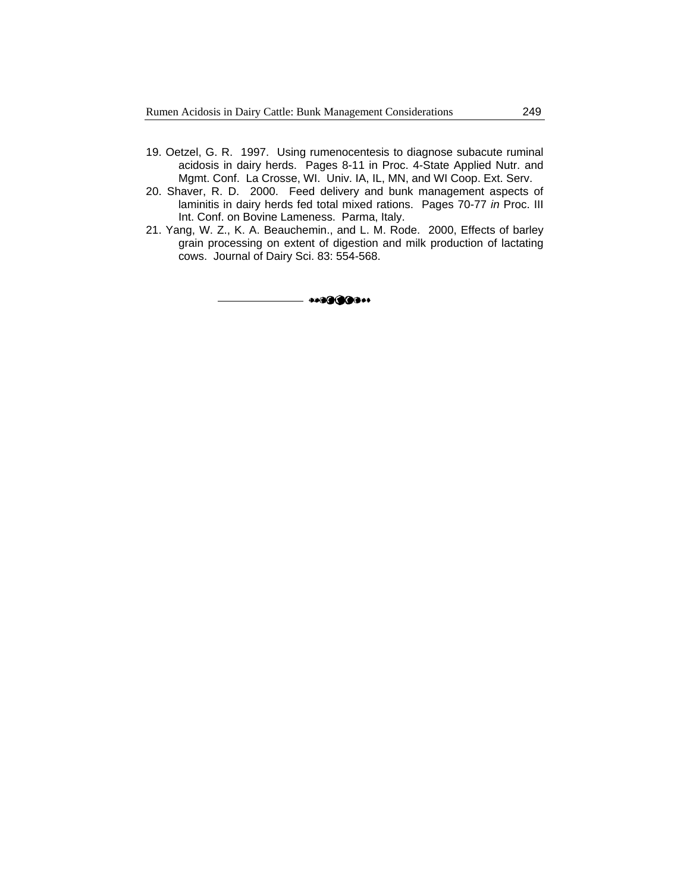19. Oetzel, G. R. 1997. Using rumenocentesis to diagnose subacute ruminal acidosis in dairy herds. Pages 8-11 in Proc. 4-State Applied Nutr. and Mgmt. Conf. La Crosse, WI. Univ. IA, IL, MN, and WI Coop. Ext. Serv.
20. Shaver, R. D. 2000. Feed delivery and bunk management aspects of laminitis in dairy herds fed total mixed rations. Pages 70-77 *in* Proc. III Int. Conf. on Bovine Lameness. Parma, Italy.
21. Yang, W. Z., K. A. Beauchemin., and L. M. Rode. 2000, Effects of barley grain processing on extent of digestion and milk production of lactating cows. Journal of Dairy Sci. 83: 554-568.